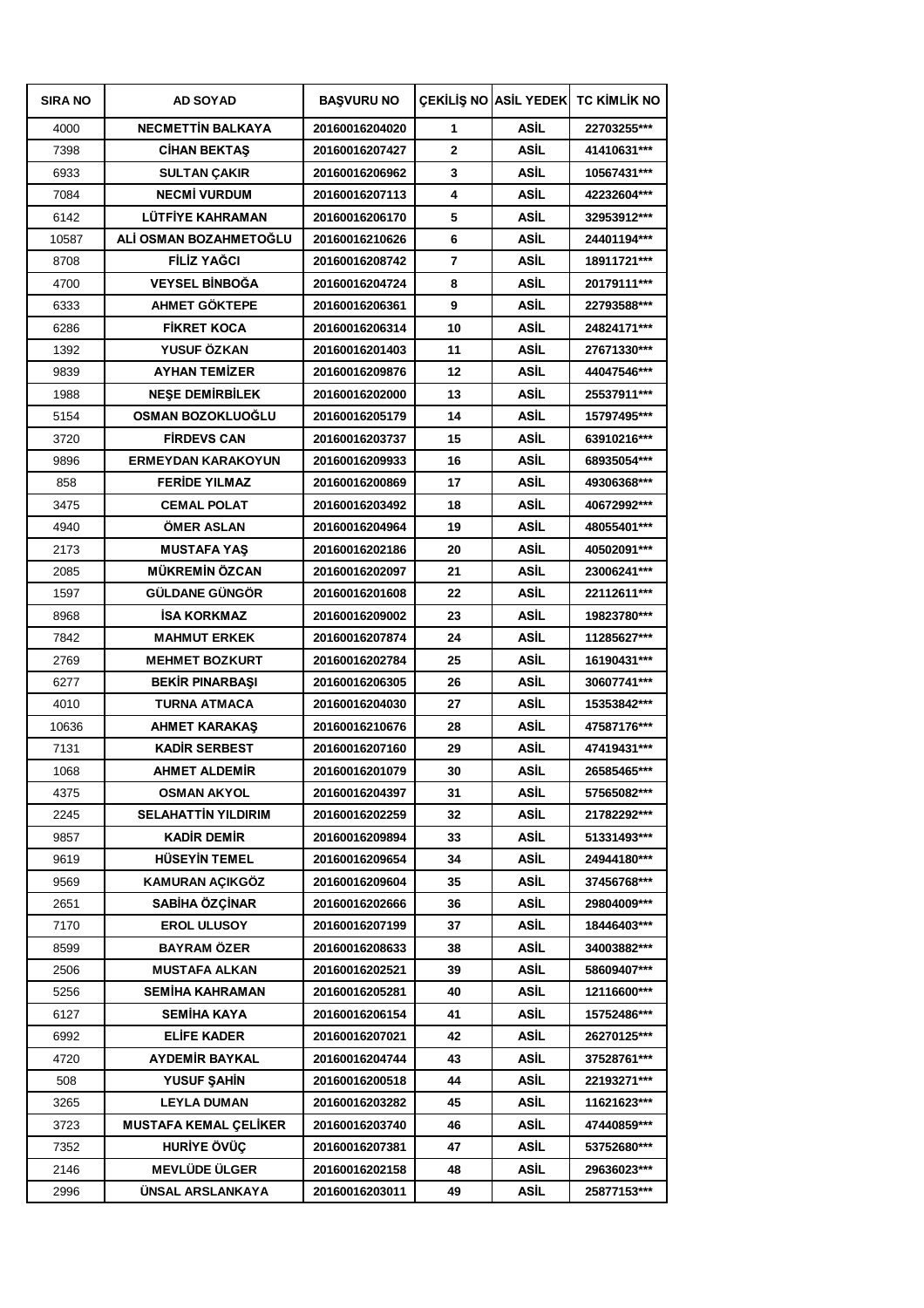| SIRA NO | AD SOYAD | BAŞVURU NO | ÇEKİLİŞ NO | ASİL YEDEK | TC KİMLİK NO |
|---|---|---|---|---|---|
| 4000 | NECMETTİN BALKAYA | 20160016204020 | 1 | ASİL | 22703255*** |
| 7398 | CİHAN BEKTAŞ | 20160016207427 | 2 | ASİL | 41410631*** |
| 6933 | SULTAN ÇAKIR | 20160016206962 | 3 | ASİL | 10567431*** |
| 7084 | NECMİ VURDUM | 20160016207113 | 4 | ASİL | 42232604*** |
| 6142 | LÜTFİYE KAHRAMAN | 20160016206170 | 5 | ASİL | 32953912*** |
| 10587 | ALİ OSMAN BOZAHMETOĞLU | 20160016210626 | 6 | ASİL | 24401194*** |
| 8708 | FİLİZ YAĞCI | 20160016208742 | 7 | ASİL | 18911721*** |
| 4700 | VEYSEL BİNBOĞA | 20160016204724 | 8 | ASİL | 20179111*** |
| 6333 | AHMET GÖKTEPE | 20160016206361 | 9 | ASİL | 22793588*** |
| 6286 | FİKRET KOCA | 20160016206314 | 10 | ASİL | 24824171*** |
| 1392 | YUSUF ÖZKAN | 20160016201403 | 11 | ASİL | 27671330*** |
| 9839 | AYHAN TEMİZER | 20160016209876 | 12 | ASİL | 44047546*** |
| 1988 | NEŞE DEMİRBİLEK | 20160016202000 | 13 | ASİL | 25537911*** |
| 5154 | OSMAN BOZOKLUOĞLU | 20160016205179 | 14 | ASİL | 15797495*** |
| 3720 | FİRDEVS CAN | 20160016203737 | 15 | ASİL | 63910216*** |
| 9896 | ERMEYDAN KARAKOYUN | 20160016209933 | 16 | ASİL | 68935054*** |
| 858 | FERİDE YILMAZ | 20160016200869 | 17 | ASİL | 49306368*** |
| 3475 | CEMAL POLAT | 20160016203492 | 18 | ASİL | 40672992*** |
| 4940 | ÖMER ASLAN | 20160016204964 | 19 | ASİL | 48055401*** |
| 2173 | MUSTAFA YAŞ | 20160016202186 | 20 | ASİL | 40502091*** |
| 2085 | MÜKREMİN ÖZCAN | 20160016202097 | 21 | ASİL | 23006241*** |
| 1597 | GÜLDANE GÜNGÖR | 20160016201608 | 22 | ASİL | 22112611*** |
| 8968 | İSA KORKMAZ | 20160016209002 | 23 | ASİL | 19823780*** |
| 7842 | MAHMUT ERKEK | 20160016207874 | 24 | ASİL | 11285627*** |
| 2769 | MEHMET BOZKURT | 20160016202784 | 25 | ASİL | 16190431*** |
| 6277 | BEKİR PINARBAŞI | 20160016206305 | 26 | ASİL | 30607741*** |
| 4010 | TURNA ATMACA | 20160016204030 | 27 | ASİL | 15353842*** |
| 10636 | AHMET KARAKAŞ | 20160016210676 | 28 | ASİL | 47587176*** |
| 7131 | KADİR SERBEST | 20160016207160 | 29 | ASİL | 47419431*** |
| 1068 | AHMET ALDEMİR | 20160016201079 | 30 | ASİL | 26585465*** |
| 4375 | OSMAN AKYOL | 20160016204397 | 31 | ASİL | 57565082*** |
| 2245 | SELAHATTİN YILDIRIM | 20160016202259 | 32 | ASİL | 21782292*** |
| 9857 | KADİR DEMİR | 20160016209894 | 33 | ASİL | 51331493*** |
| 9619 | HÜSEYİN TEMEL | 20160016209654 | 34 | ASİL | 24944180*** |
| 9569 | KAMURAN AÇIKGÖZ | 20160016209604 | 35 | ASİL | 37456768*** |
| 2651 | SABİHA ÖZÇİNAR | 20160016202666 | 36 | ASİL | 29804009*** |
| 7170 | EROL ULUSOY | 20160016207199 | 37 | ASİL | 18446403*** |
| 8599 | BAYRAM ÖZER | 20160016208633 | 38 | ASİL | 34003882*** |
| 2506 | MUSTAFA ALKAN | 20160016202521 | 39 | ASİL | 58609407*** |
| 5256 | SEMİHA KAHRAMAN | 20160016205281 | 40 | ASİL | 12116600*** |
| 6127 | SEMİHA KAYA | 20160016206154 | 41 | ASİL | 15752486*** |
| 6992 | ELİFE KADER | 20160016207021 | 42 | ASİL | 26270125*** |
| 4720 | AYDEMİR BAYKAL | 20160016204744 | 43 | ASİL | 37528761*** |
| 508 | YUSUF ŞAHİN | 20160016200518 | 44 | ASİL | 22193271*** |
| 3265 | LEYLA DUMAN | 20160016203282 | 45 | ASİL | 11621623*** |
| 3723 | MUSTAFA KEMAL ÇELİKER | 20160016203740 | 46 | ASİL | 47440859*** |
| 7352 | HURİYE ÖVÜÇ | 20160016207381 | 47 | ASİL | 53752680*** |
| 2146 | MEVLÜDE ÜLGER | 20160016202158 | 48 | ASİL | 29636023*** |
| 2996 | ÜNSAL ARSLANKAYA | 20160016203011 | 49 | ASİL | 25877153*** |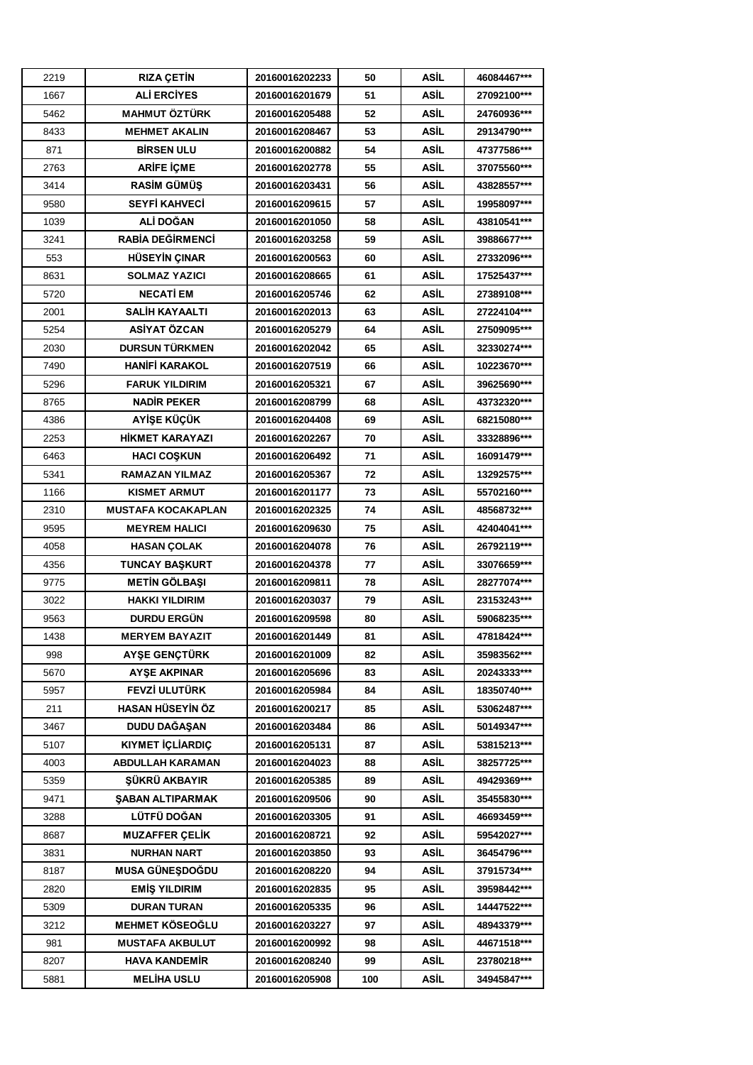| 2219 | RIZA ÇETİN | 20160016202233 | 50 | ASİL | 46084467*** |
|---|---|---|---|---|---|
| 1667 | ALİ ERCİYES | 20160016201679 | 51 | ASİL | 27092100*** |
| 5462 | MAHMUT ÖZTÜRK | 20160016205488 | 52 | ASİL | 24760936*** |
| 8433 | MEHMET AKALIN | 20160016208467 | 53 | ASİL | 29134790*** |
| 871 | BİRSEN ULU | 20160016200882 | 54 | ASİL | 47377586*** |
| 2763 | ARİFE İÇME | 20160016202778 | 55 | ASİL | 37075560*** |
| 3414 | RASİM GÜMÜŞ | 20160016203431 | 56 | ASİL | 43828557*** |
| 9580 | SEYFİ KAHVECİ | 20160016209615 | 57 | ASİL | 19958097*** |
| 1039 | ALİ DOĞAN | 20160016201050 | 58 | ASİL | 43810541*** |
| 3241 | RABİA DEĞİRMENCİ | 20160016203258 | 59 | ASİL | 39886677*** |
| 553 | HÜSEYİN ÇINAR | 20160016200563 | 60 | ASİL | 27332096*** |
| 8631 | SOLMAZ YAZICI | 20160016208665 | 61 | ASİL | 17525437*** |
| 5720 | NECATİ EM | 20160016205746 | 62 | ASİL | 27389108*** |
| 2001 | SALİH KAYAALTI | 20160016202013 | 63 | ASİL | 27224104*** |
| 5254 | ASİYAT ÖZCAN | 20160016205279 | 64 | ASİL | 27509095*** |
| 2030 | DURSUN TÜRKMEN | 20160016202042 | 65 | ASİL | 32330274*** |
| 7490 | HANİFİ KARAKOL | 20160016207519 | 66 | ASİL | 10223670*** |
| 5296 | FARUK YILDIRIM | 20160016205321 | 67 | ASİL | 39625690*** |
| 8765 | NADİR PEKER | 20160016208799 | 68 | ASİL | 43732320*** |
| 4386 | AYİŞE KÜÇÜK | 20160016204408 | 69 | ASİL | 68215080*** |
| 2253 | HİKMET KARAYAZI | 20160016202267 | 70 | ASİL | 33328896*** |
| 6463 | HACI COŞKUN | 20160016206492 | 71 | ASİL | 16091479*** |
| 5341 | RAMAZAN YILMAZ | 20160016205367 | 72 | ASİL | 13292575*** |
| 1166 | KISMET ARMUT | 20160016201177 | 73 | ASİL | 55702160*** |
| 2310 | MUSTAFA KOCAKAPLAN | 20160016202325 | 74 | ASİL | 48568732*** |
| 9595 | MEYREM HALICI | 20160016209630 | 75 | ASİL | 42404041*** |
| 4058 | HASAN ÇOLAK | 20160016204078 | 76 | ASİL | 26792119*** |
| 4356 | TUNCAY BAŞKURT | 20160016204378 | 77 | ASİL | 33076659*** |
| 9775 | METİN GÖLBAŞI | 20160016209811 | 78 | ASİL | 28277074*** |
| 3022 | HAKKI YILDIRIM | 20160016203037 | 79 | ASİL | 23153243*** |
| 9563 | DURDU ERGÜN | 20160016209598 | 80 | ASİL | 59068235*** |
| 1438 | MERYEM BAYAZIT | 20160016201449 | 81 | ASİL | 47818424*** |
| 998 | AYŞE GENÇTÜRK | 20160016201009 | 82 | ASİL | 35983562*** |
| 5670 | AYŞE AKPINAR | 20160016205696 | 83 | ASİL | 20243333*** |
| 5957 | FEVZİ ULUTÜRK | 20160016205984 | 84 | ASİL | 18350740*** |
| 211 | HASAN HÜSEYİN ÖZ | 20160016200217 | 85 | ASİL | 53062487*** |
| 3467 | DUDU DAĞAŞAN | 20160016203484 | 86 | ASİL | 50149347*** |
| 5107 | KIYMET İÇLİARDIÇ | 20160016205131 | 87 | ASİL | 53815213*** |
| 4003 | ABDULLAH KARAMAN | 20160016204023 | 88 | ASİL | 38257725*** |
| 5359 | ŞÜKRÜ AKBAYIR | 20160016205385 | 89 | ASİL | 49429369*** |
| 9471 | ŞABAN ALTIPARMAK | 20160016209506 | 90 | ASİL | 35455830*** |
| 3288 | LÜTFÜ DOĞAN | 20160016203305 | 91 | ASİL | 46693459*** |
| 8687 | MUZAFFER ÇELİK | 20160016208721 | 92 | ASİL | 59542027*** |
| 3831 | NURHAN NART | 20160016203850 | 93 | ASİL | 36454796*** |
| 8187 | MUSA GÜNEŞDOĞDU | 20160016208220 | 94 | ASİL | 37915734*** |
| 2820 | EMİŞ YILDIRIM | 20160016202835 | 95 | ASİL | 39598442*** |
| 5309 | DURAN TURAN | 20160016205335 | 96 | ASİL | 14447522*** |
| 3212 | MEHMET KÖSEOĞLU | 20160016203227 | 97 | ASİL | 48943379*** |
| 981 | MUSTAFA AKBULUT | 20160016200992 | 98 | ASİL | 44671518*** |
| 8207 | HAVA KANDEMİR | 20160016208240 | 99 | ASİL | 23780218*** |
| 5881 | MELİHA USLU | 20160016205908 | 100 | ASİL | 34945847*** |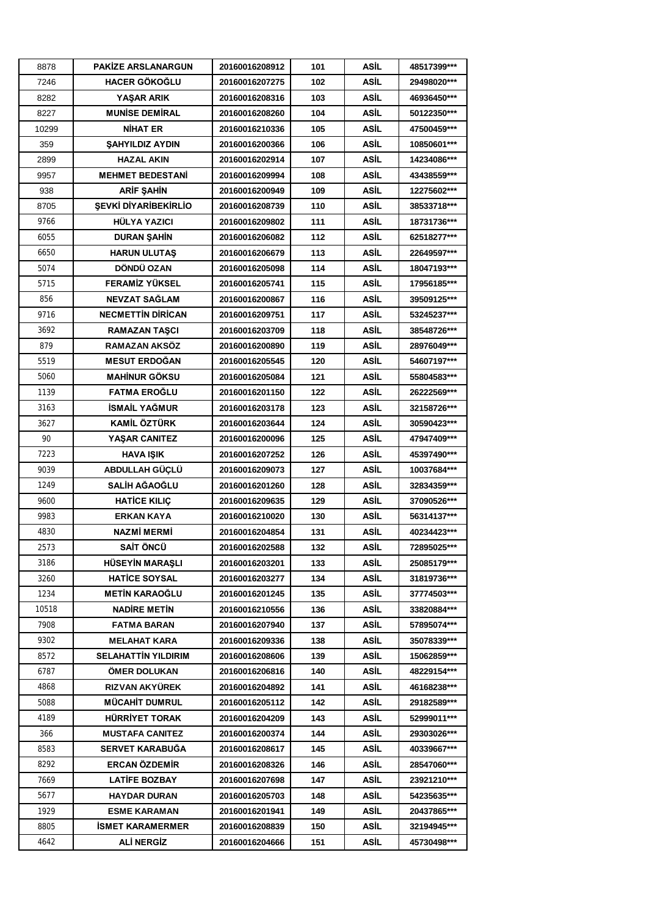| 8878 | PAKİZE ARSLANARGUN | 20160016208912 | 101 | ASİL | 48517399*** |
|---|---|---|---|---|---|
| 7246 | HACER GÖKOĞLU | 20160016207275 | 102 | ASİL | 29498020*** |
| 8282 | YAŞAR ARIK | 20160016208316 | 103 | ASİL | 46936450*** |
| 8227 | MUNİSE DEMİRAL | 20160016208260 | 104 | ASİL | 50122350*** |
| 10299 | NİHAT ER | 20160016210336 | 105 | ASİL | 47500459*** |
| 359 | ŞAHYILDIZ AYDIN | 20160016200366 | 106 | ASİL | 10850601*** |
| 2899 | HAZAL AKIN | 20160016202914 | 107 | ASİL | 14234086*** |
| 9957 | MEHMET BEDESTANİ | 20160016209994 | 108 | ASİL | 43438559*** |
| 938 | ARİF ŞAHİN | 20160016200949 | 109 | ASİL | 12275602*** |
| 8705 | ŞEVKİ DİYARİBEKİRLİO | 20160016208739 | 110 | ASİL | 38533718*** |
| 9766 | HÜLYA YAZICI | 20160016209802 | 111 | ASİL | 18731736*** |
| 6055 | DURAN ŞAHİN | 20160016206082 | 112 | ASİL | 62518277*** |
| 6650 | HARUN ULUTAŞ | 20160016206679 | 113 | ASİL | 22649597*** |
| 5074 | DÖNDÜ OZAN | 20160016205098 | 114 | ASİL | 18047193*** |
| 5715 | FERAMİZ YÜKSEL | 20160016205741 | 115 | ASİL | 17956185*** |
| 856 | NEVZAT SAĞLAM | 20160016200867 | 116 | ASİL | 39509125*** |
| 9716 | NECMETTİN DİRİCAN | 20160016209751 | 117 | ASİL | 53245237*** |
| 3692 | RAMAZAN TAŞCI | 20160016203709 | 118 | ASİL | 38548726*** |
| 879 | RAMAZAN AKSÖZ | 20160016200890 | 119 | ASİL | 28976049*** |
| 5519 | MESUT ERDOĞAN | 20160016205545 | 120 | ASİL | 54607197*** |
| 5060 | MAHİNUR GÖKSU | 20160016205084 | 121 | ASİL | 55804583*** |
| 1139 | FATMA EROĞLU | 20160016201150 | 122 | ASİL | 26222569*** |
| 3163 | İSMAİL YAĞMUR | 20160016203178 | 123 | ASİL | 32158726*** |
| 3627 | KAMİL ÖZTÜRK | 20160016203644 | 124 | ASİL | 30590423*** |
| 90 | YAŞAR CANITEZ | 20160016200096 | 125 | ASİL | 47947409*** |
| 7223 | HAVA IŞIK | 20160016207252 | 126 | ASİL | 45397490*** |
| 9039 | ABDULLAH GÜÇLÜ | 20160016209073 | 127 | ASİL | 10037684*** |
| 1249 | SALİH AĞAOĞLU | 20160016201260 | 128 | ASİL | 32834359*** |
| 9600 | HATİCE KILIÇ | 20160016209635 | 129 | ASİL | 37090526*** |
| 9983 | ERKAN KAYA | 20160016210020 | 130 | ASİL | 56314137*** |
| 4830 | NAZMİ MERMİ | 20160016204854 | 131 | ASİL | 40234423*** |
| 2573 | SAİT ÖNCÜ | 20160016202588 | 132 | ASİL | 72895025*** |
| 3186 | HÜSEYİN MARAŞLI | 20160016203201 | 133 | ASİL | 25085179*** |
| 3260 | HATİCE SOYSAL | 20160016203277 | 134 | ASİL | 31819736*** |
| 1234 | METİN KARAOĞLU | 20160016201245 | 135 | ASİL | 37774503*** |
| 10518 | NADİRE METİN | 20160016210556 | 136 | ASİL | 33820884*** |
| 7908 | FATMA BARAN | 20160016207940 | 137 | ASİL | 57895074*** |
| 9302 | MELAHAT KARA | 20160016209336 | 138 | ASİL | 35078339*** |
| 8572 | SELAHATTİN YILDIRIM | 20160016208606 | 139 | ASİL | 15062859*** |
| 6787 | ÖMER DOLUKAN | 20160016206816 | 140 | ASİL | 48229154*** |
| 4868 | RIZVAN AKYÜREK | 20160016204892 | 141 | ASİL | 46168238*** |
| 5088 | MÜCAHİT DUMRUL | 20160016205112 | 142 | ASİL | 29182589*** |
| 4189 | HÜRRİYET TORAK | 20160016204209 | 143 | ASİL | 52999011*** |
| 366 | MUSTAFA CANITEZ | 20160016200374 | 144 | ASİL | 29303026*** |
| 8583 | SERVET KARABUĞA | 20160016208617 | 145 | ASİL | 40339667*** |
| 8292 | ERCAN ÖZDEMİR | 20160016208326 | 146 | ASİL | 28547060*** |
| 7669 | LATİFE BOZBAY | 20160016207698 | 147 | ASİL | 23921210*** |
| 5677 | HAYDAR DURAN | 20160016205703 | 148 | ASİL | 54235635*** |
| 1929 | ESME KARAMAN | 20160016201941 | 149 | ASİL | 20437865*** |
| 8805 | İSMET KARAMERMER | 20160016208839 | 150 | ASİL | 32194945*** |
| 4642 | ALİ NERGİZ | 20160016204666 | 151 | ASİL | 45730498*** |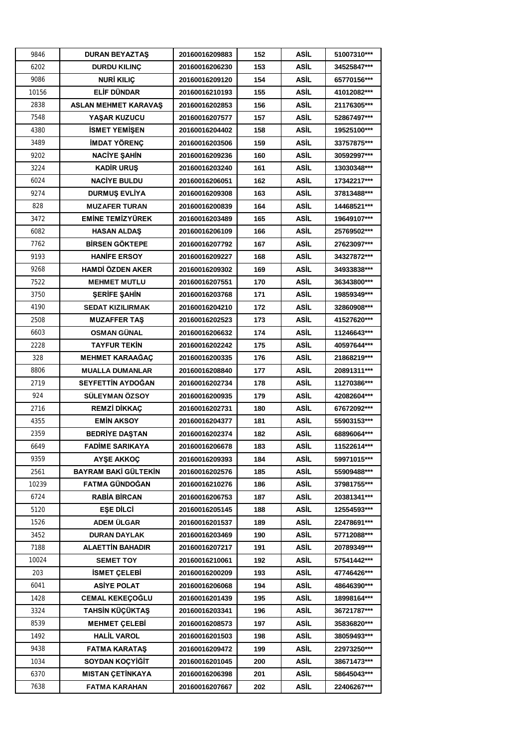| 9846 | DURAN BEYAZTAŞ | 20160016209883 | 152 | ASİL | 51007310*** |
|---|---|---|---|---|---|
| 6202 | DURDU KILINÇ | 20160016206230 | 153 | ASİL | 34525847*** |
| 9086 | NURİ KILIÇ | 20160016209120 | 154 | ASİL | 65770156*** |
| 10156 | ELİF DÜNDAR | 20160016210193 | 155 | ASİL | 41012082*** |
| 2838 | ASLAN MEHMET KARAVAŞ | 20160016202853 | 156 | ASİL | 21176305*** |
| 7548 | YAŞAR KUZUCU | 20160016207577 | 157 | ASİL | 52867497*** |
| 4380 | İSMET YEMİŞEN | 20160016204402 | 158 | ASİL | 19525100*** |
| 3489 | İMDAT YÖRENÇ | 20160016203506 | 159 | ASİL | 33757875*** |
| 9202 | NACİYE ŞAHİN | 20160016209236 | 160 | ASİL | 30592997*** |
| 3224 | KADİR URUŞ | 20160016203240 | 161 | ASİL | 13030348*** |
| 6024 | NACİYE BULDU | 20160016206051 | 162 | ASİL | 17342217*** |
| 9274 | DURMUŞ EVLİYA | 20160016209308 | 163 | ASİL | 37813488*** |
| 828 | MUZAFER TURAN | 20160016200839 | 164 | ASİL | 14468521*** |
| 3472 | EMİNE TEMİZYÜREK | 20160016203489 | 165 | ASİL | 19649107*** |
| 6082 | HASAN ALDAŞ | 20160016206109 | 166 | ASİL | 25769502*** |
| 7762 | BİRSEN GÖKTEPE | 20160016207792 | 167 | ASİL | 27623097*** |
| 9193 | HANİFE ERSOY | 20160016209227 | 168 | ASİL | 34327872*** |
| 9268 | HAMDİ ÖZDEN AKER | 20160016209302 | 169 | ASİL | 34933838*** |
| 7522 | MEHMET MUTLU | 20160016207551 | 170 | ASİL | 36343800*** |
| 3750 | ŞERİFE ŞAHİN | 20160016203768 | 171 | ASİL | 19859349*** |
| 4190 | SEDAT KIZILIRMAK | 20160016204210 | 172 | ASİL | 32860908*** |
| 2508 | MUZAFFER TAŞ | 20160016202523 | 173 | ASİL | 41527620*** |
| 6603 | OSMAN GÜNAL | 20160016206632 | 174 | ASİL | 11246643*** |
| 2228 | TAYFUR TEKİN | 20160016202242 | 175 | ASİL | 40597644*** |
| 328 | MEHMET KARAAĞAÇ | 20160016200335 | 176 | ASİL | 21868219*** |
| 8806 | MUALLA DUMANLAR | 20160016208840 | 177 | ASİL | 20891311*** |
| 2719 | SEYFETTİN AYDOĞAN | 20160016202734 | 178 | ASİL | 11270386*** |
| 924 | SÜLEYMAN ÖZSOY | 20160016200935 | 179 | ASİL | 42082604*** |
| 2716 | REMZİ DİKKAÇ | 20160016202731 | 180 | ASİL | 67672092*** |
| 4355 | EMİN AKSOY | 20160016204377 | 181 | ASİL | 55903153*** |
| 2359 | BEDRİYE DAŞTAN | 20160016202374 | 182 | ASİL | 68896064*** |
| 6649 | FADİME SARIKAYA | 20160016206678 | 183 | ASİL | 11522614*** |
| 9359 | AYŞE AKKOÇ | 20160016209393 | 184 | ASİL | 59971015*** |
| 2561 | BAYRAM BAKİ GÜLTEKİN | 20160016202576 | 185 | ASİL | 55909488*** |
| 10239 | FATMA GÜNDOĞAN | 20160016210276 | 186 | ASİL | 37981755*** |
| 6724 | RABİA BİRCAN | 20160016206753 | 187 | ASİL | 20381341*** |
| 5120 | EŞE DİLCİ | 20160016205145 | 188 | ASİL | 12554593*** |
| 1526 | ADEM ÜLGAR | 20160016201537 | 189 | ASİL | 22478691*** |
| 3452 | DURAN DAYLAK | 20160016203469 | 190 | ASİL | 57712088*** |
| 7188 | ALAETTİN BAHADIR | 20160016207217 | 191 | ASİL | 20789349*** |
| 10024 | SEMET TOY | 20160016210061 | 192 | ASİL | 57541442*** |
| 203 | İSMET ÇELEBİ | 20160016200209 | 193 | ASİL | 47746426*** |
| 6041 | ASİYE POLAT | 20160016206068 | 194 | ASİL | 48646390*** |
| 1428 | CEMAL KEKEÇOĞLU | 20160016201439 | 195 | ASİL | 18998164*** |
| 3324 | TAHSİN KÜÇÜKTAŞ | 20160016203341 | 196 | ASİL | 36721787*** |
| 8539 | MEHMET ÇELEBİ | 20160016208573 | 197 | ASİL | 35836820*** |
| 1492 | HALİL VAROL | 20160016201503 | 198 | ASİL | 38059493*** |
| 9438 | FATMA KARATAŞ | 20160016209472 | 199 | ASİL | 22973250*** |
| 1034 | SOYDAN KOÇYİĞİT | 20160016201045 | 200 | ASİL | 38671473*** |
| 6370 | MISTAN ÇETİNKAYA | 20160016206398 | 201 | ASİL | 58645043*** |
| 7638 | FATMA KARAHAN | 20160016207667 | 202 | ASİL | 22406267*** |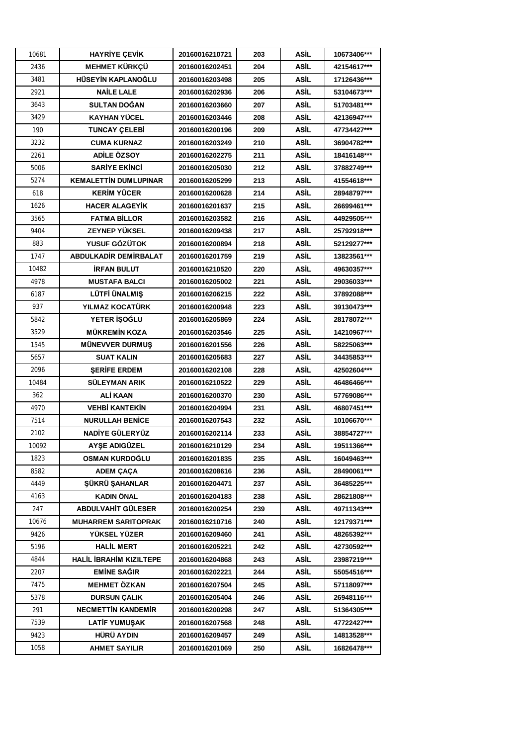| | | | | | |
|---|---|---|---|---|---|
| 10681 | **HAYRİYE ÇEVİK** | **20160016210721** | **203** | **ASİL** | **10673406*** ** |
| 2436 | **MEHMET KÜRKÇÜ** | **20160016202451** | **204** | **ASİL** | **42154617*** ** |
| 3481 | **HÜSEYİN KAPLANOĞLU** | **20160016203498** | **205** | **ASİL** | **17126436*** ** |
| 2921 | **NAİLE LALE** | **20160016202936** | **206** | **ASİL** | **53104673*** ** |
| 3643 | **SULTAN DOĞAN** | **20160016203660** | **207** | **ASİL** | **51703481*** ** |
| 3429 | **KAYHAN YÜCEL** | **20160016203446** | **208** | **ASİL** | **42136947*** ** |
| 190 | **TUNCAY ÇELEBİ** | **20160016200196** | **209** | **ASİL** | **47734427*** ** |
| 3232 | **CUMA KURNAZ** | **20160016203249** | **210** | **ASİL** | **36904782*** ** |
| 2261 | **ADİLE ÖZSOY** | **20160016202275** | **211** | **ASİL** | **18416148*** ** |
| 5006 | **SARİYE EKİNCİ** | **20160016205030** | **212** | **ASİL** | **37882749*** ** |
| 5274 | **KEMALETTİN DUMLUPINAR** | **20160016205299** | **213** | **ASİL** | **41554618*** ** |
| 618 | **KERİM YÜCER** | **20160016200628** | **214** | **ASİL** | **28948797*** ** |
| 1626 | **HACER ALAGEYİK** | **20160016201637** | **215** | **ASİL** | **26699461*** ** |
| 3565 | **FATMA BİLLOR** | **20160016203582** | **216** | **ASİL** | **44929505*** ** |
| 9404 | **ZEYNEP YÜKSEL** | **20160016209438** | **217** | **ASİL** | **25792918*** ** |
| 883 | **YUSUF GÖZÜTOK** | **20160016200894** | **218** | **ASİL** | **52129277*** ** |
| 1747 | **ABDULKADİR DEMİRBALAT** | **20160016201759** | **219** | **ASİL** | **13823561*** ** |
| 10482 | **İRFAN BULUT** | **20160016210520** | **220** | **ASİL** | **49630357*** ** |
| 4978 | **MUSTAFA BALCI** | **20160016205002** | **221** | **ASİL** | **29036033*** ** |
| 6187 | **LÜTFİ ÜNALMIŞ** | **20160016206215** | **222** | **ASİL** | **37892088*** ** |
| 937 | **YILMAZ KOCATÜRK** | **20160016200948** | **223** | **ASİL** | **39130473*** ** |
| 5842 | **YETER İŞOĞLU** | **20160016205869** | **224** | **ASİL** | **28178072*** ** |
| 3529 | **MÜKREMİN KOZA** | **20160016203546** | **225** | **ASİL** | **14210967*** ** |
| 1545 | **MÜNEVVER DURMUŞ** | **20160016201556** | **226** | **ASİL** | **58225063*** ** |
| 5657 | **SUAT KALIN** | **20160016205683** | **227** | **ASİL** | **34435853*** ** |
| 2096 | **ŞERİFE ERDEM** | **20160016202108** | **228** | **ASİL** | **42502604*** ** |
| 10484 | **SÜLEYMAN ARIK** | **20160016210522** | **229** | **ASİL** | **46486466*** ** |
| 362 | **ALİ KAAN** | **20160016200370** | **230** | **ASİL** | **57769086*** ** |
| 4970 | **VEHBİ KANTEKİN** | **20160016204994** | **231** | **ASİL** | **46807451*** ** |
| 7514 | **NURULLAH BENİCE** | **20160016207543** | **232** | **ASİL** | **10106670*** ** |
| 2102 | **NADİYE GÜLERYÜZ** | **20160016202114** | **233** | **ASİL** | **38854727*** ** |
| 10092 | **AYŞE ADIGÜZEL** | **20160016210129** | **234** | **ASİL** | **19511366*** ** |
| 1823 | **OSMAN KURDOĞLU** | **20160016201835** | **235** | **ASİL** | **16049463*** ** |
| 8582 | **ADEM ÇAÇA** | **20160016208616** | **236** | **ASİL** | **28490061*** ** |
| 4449 | **ŞÜKRÜ ŞAHANLAR** | **20160016204471** | **237** | **ASİL** | **36485225*** ** |
| 4163 | **KADIN ÖNAL** | **20160016204183** | **238** | **ASİL** | **28621808*** ** |
| 247 | **ABDULVAHİT GÜLESER** | **20160016200254** | **239** | **ASİL** | **49711343*** ** |
| 10676 | **MUHARREM SARITOPRAK** | **20160016210716** | **240** | **ASİL** | **12179371*** ** |
| 9426 | **YÜKSEL YÜZER** | **20160016209460** | **241** | **ASİL** | **48265392*** ** |
| 5196 | **HALİL MERT** | **20160016205221** | **242** | **ASİL** | **42730592*** ** |
| 4844 | **HALİL İBRAHİM KIZILTEPE** | **20160016204868** | **243** | **ASİL** | **23987219*** ** |
| 2207 | **EMİNE SAĞIR** | **20160016202221** | **244** | **ASİL** | **55054516*** ** |
| 7475 | **MEHMET ÖZKAN** | **20160016207504** | **245** | **ASİL** | **57118097*** ** |
| 5378 | **DURSUN ÇALIK** | **20160016205404** | **246** | **ASİL** | **26948116*** ** |
| 291 | **NECMETTİN KANDEMİR** | **20160016200298** | **247** | **ASİL** | **51364305*** ** |
| 7539 | **LATİF YUMUŞAK** | **20160016207568** | **248** | **ASİL** | **47722427*** ** |
| 9423 | **HÜRÜ AYDIN** | **20160016209457** | **249** | **ASİL** | **14813528*** ** |
| 1058 | **AHMET SAYILIR** | **20160016201069** | **250** | **ASİL** | **16826478*** ** |